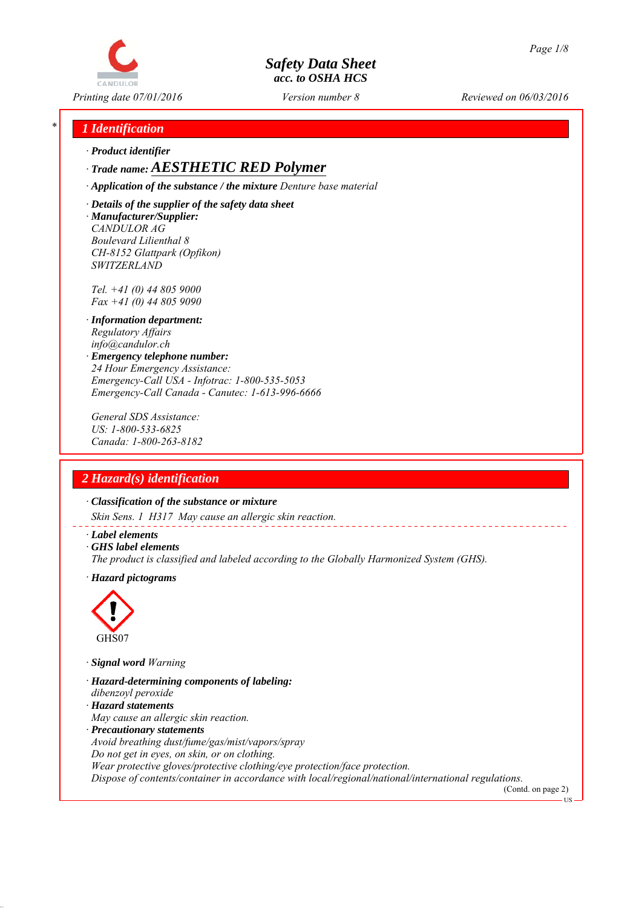# Safety Data Sheet
## acc. to OSHA HCS

Printing date 07/01/2016 | Version number 8 | Reviewed on 06/03/2016

## 1 Identification

· **Product identifier**

· **Trade name:** ***AESTHETIC RED Polymer***

· **Application of the substance / the mixture** *Denture base material*

· **Details of the supplier of the safety data sheet**

· **Manufacturer/Supplier:**
*CANDULOR AG*
*Boulevard Lilienthal 8*
*CH-8152 Glattpark (Opfikon)*
*SWITZERLAND*

*Tel. +41 (0) 44 805 9000*
*Fax +41 (0) 44 805 9090*

· **Information department:**
*Regulatory Affairs*
*info@candulor.ch*

· **Emergency telephone number:**
*24 Hour Emergency Assistance:*
*Emergency-Call USA - Infotrac: 1-800-535-5053*
*Emergency-Call Canada - Canutec: 1-613-996-6666*

*General SDS Assistance:*
*US: 1-800-533-6825*
*Canada: 1-800-263-8182*

## 2 Hazard(s) identification

· **Classification of the substance or mixture**

*Skin Sens. 1 H317 May cause an allergic skin reaction.*

· **Label elements**

· **GHS label elements**
*The product is classified and labeled according to the Globally Harmonized System (GHS).*

· **Hazard pictograms**

GHS07

· **Signal word** *Warning*

· **Hazard-determining components of labeling:**
*dibenzoyl peroxide*

· **Hazard statements**
*May cause an allergic skin reaction.*

· **Precautionary statements**
*Avoid breathing dust/fume/gas/mist/vapors/spray*
*Do not get in eyes, on skin, or on clothing.*
*Wear protective gloves/protective clothing/eye protection/face protection.*
*Dispose of contents/container in accordance with local/regional/national/international regulations.*

(Contd. on page 2)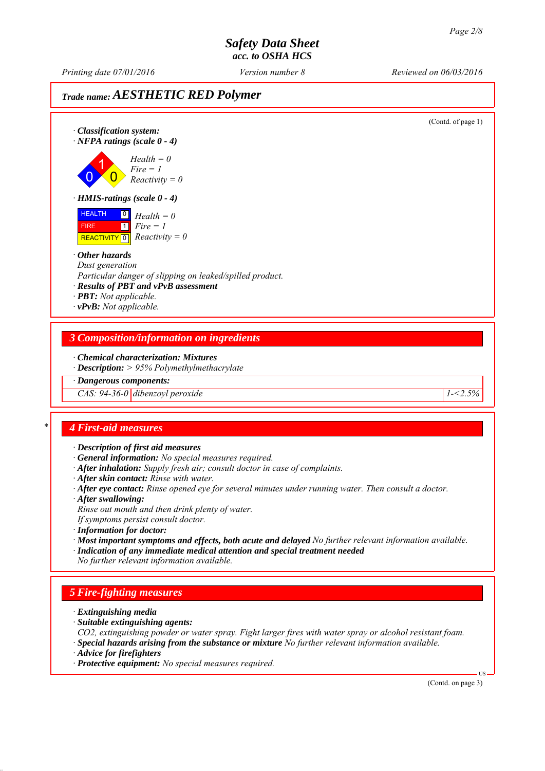## Trade name: AESTHETIC RED Polymer

(Contd. of page 1)

· **Classification system:**
· **NFPA ratings (scale 0 - 4)**

Health = 0
Fire = 1
Reactivity = 0

· **HMIS-ratings (scale 0 - 4)**

| | |
|---|---|
| HEALTH | 0 |
| FIRE | 1 |
| REACTIVITY | 0 |

Health = 0
Fire = 1
Reactivity = 0

· **Other hazards**
Dust generation
Particular danger of slipping on leaked/spilled product.
· **Results of PBT and vPvB assessment**
· **PBT:** Not applicable.
· **vPvB:** Not applicable.

## 3 Composition/information on ingredients

· **Chemical characterization: Mixtures**
· **Description:** > 95% Polymethylmethacrylate

| · Dangerous components: | | |
|---|---|---|
| CAS: 94-36-0 | dibenzoyl peroxide | 1-<2.5% |

## 4 First-aid measures

· **Description of first aid measures**
· **General information:** No special measures required.
· **After inhalation:** Supply fresh air; consult doctor in case of complaints.
· **After skin contact:** Rinse with water.
· **After eye contact:** Rinse opened eye for several minutes under running water. Then consult a doctor.
· **After swallowing:**
Rinse out mouth and then drink plenty of water.
If symptoms persist consult doctor.
· **Information for doctor:**
· **Most important symptoms and effects, both acute and delayed** No further relevant information available.
· **Indication of any immediate medical attention and special treatment needed**
No further relevant information available.

## 5 Fire-fighting measures

· **Extinguishing media**
· **Suitable extinguishing agents:**
$CO_2$, extinguishing powder or water spray. Fight larger fires with water spray or alcohol resistant foam.
· **Special hazards arising from the substance or mixture** No further relevant information available.
· **Advice for firefighters**
· **Protective equipment:** No special measures required.

(Contd. on page 3)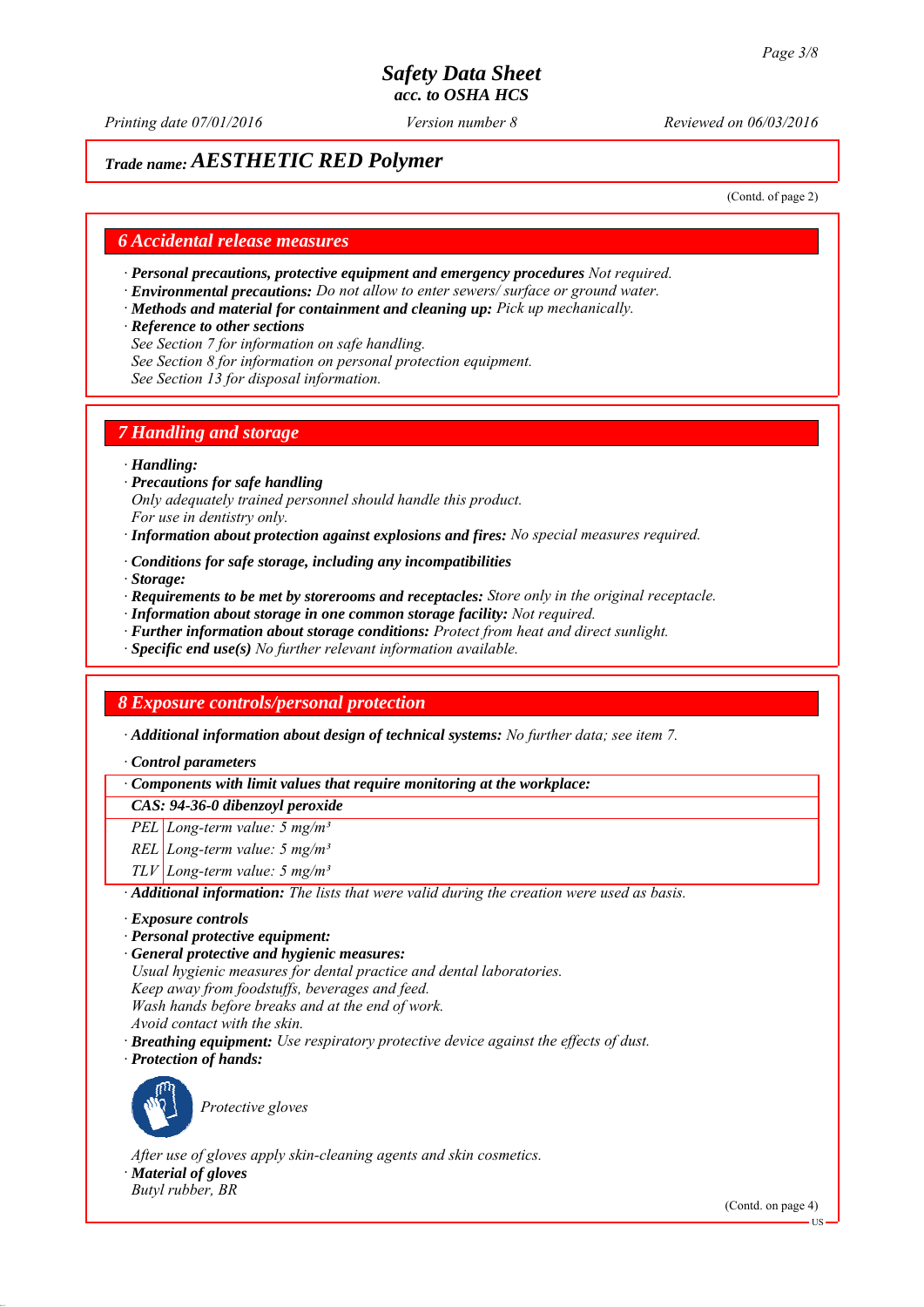# Safety Data Sheet
*acc. to OSHA HCS*

*Printing date 07/01/2016* *Version number 8* *Reviewed on 06/03/2016*

## *Trade name: AESTHETIC RED Polymer*

(Contd. of page 2)

## 6 Accidental release measures

· ***Personal precautions, protective equipment and emergency procedures*** *Not required.*
· ***Environmental precautions:*** *Do not allow to enter sewers/ surface or ground water.*
· ***Methods and material for containment and cleaning up:*** *Pick up mechanically.*
· ***Reference to other sections***
*See Section 7 for information on safe handling.*
*See Section 8 for information on personal protection equipment.*
*See Section 13 for disposal information.*

## 7 Handling and storage

· ***Handling:***
· ***Precautions for safe handling***
*Only adequately trained personnel should handle this product.*
*For use in dentistry only.*
· ***Information about protection against explosions and fires:*** *No special measures required.*

· ***Conditions for safe storage, including any incompatibilities***
· ***Storage:***
· ***Requirements to be met by storerooms and receptacles:*** *Store only in the original receptacle.*
· ***Information about storage in one common storage facility:*** *Not required.*
· ***Further information about storage conditions:*** *Protect from heat and direct sunlight.*
· ***Specific end use(s)*** *No further relevant information available.*

## 8 Exposure controls/personal protection

· ***Additional information about design of technical systems:*** *No further data; see item 7.*

· ***Control parameters***

| · **Components with limit values that require monitoring at the workplace:** | |
|---|---|
| **CAS: 94-36-0 dibenzoyl peroxide** | |
| PEL | Long-term value: 5 mg/m³ |
| REL | Long-term value: 5 mg/m³ |
| TLV | Long-term value: 5 mg/m³ |

· ***Additional information:*** *The lists that were valid during the creation were used as basis.*

· ***Exposure controls***
· ***Personal protective equipment:***
· ***General protective and hygienic measures:***
*Usual hygienic measures for dental practice and dental laboratories.*
*Keep away from foodstuffs, beverages and feed.*
*Wash hands before breaks and at the end of work.*
*Avoid contact with the skin.*
· ***Breathing equipment:*** *Use respiratory protective device against the effects of dust.*
· ***Protection of hands:***

*Protective gloves*

*After use of gloves apply skin-cleaning agents and skin cosmetics.*
· ***Material of gloves***
*Butyl rubber, BR*

(Contd. on page 4)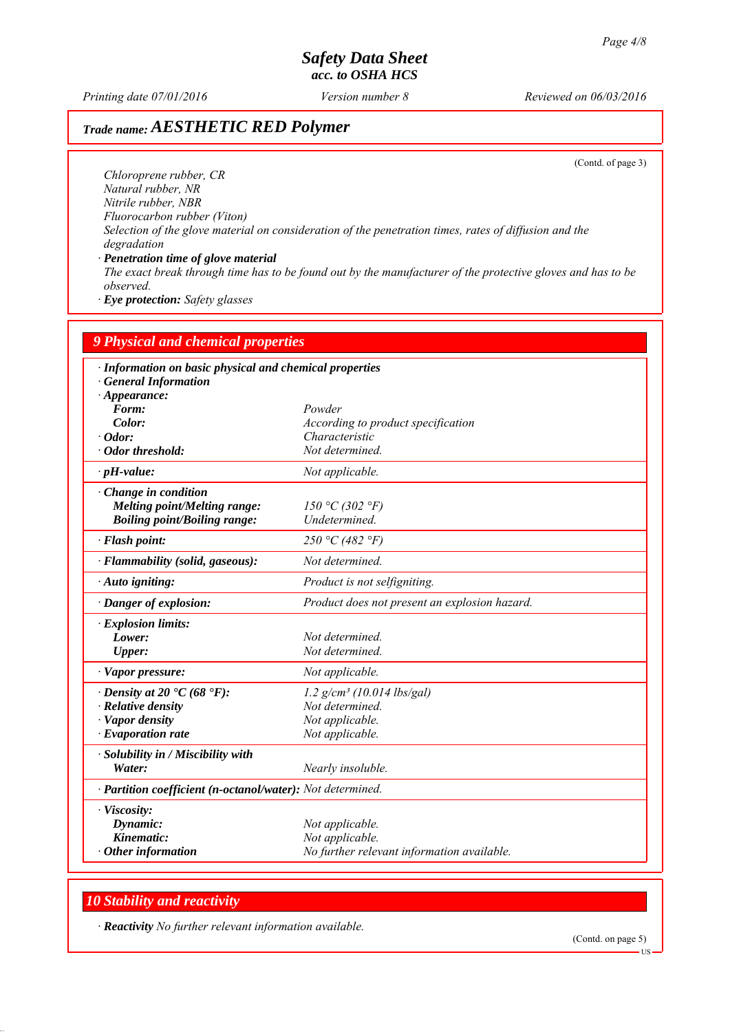# Safety Data Sheet
## acc. to OSHA HCS

Printing date 07/01/2016 | Version number 8 | Reviewed on 06/03/2016

**Trade name: AESTHETIC RED Polymer**

(Contd. of page 3)

Chloroprene rubber, CR
Natural rubber, NR
Nitrile rubber, NBR
Fluorocarbon rubber (Viton)
Selection of the glove material on consideration of the penetration times, rates of diffusion and the degradation

· **Penetration time of glove material**
The exact break through time has to be found out by the manufacturer of the protective gloves and has to be observed.

· **Eye protection:** Safety glasses

## 9 Physical and chemical properties

· **Information on basic physical and chemical properties**
· **General Information**

| Property | Value |
|---|---|
| · **Appearance:** | |
| **Form:** | Powder |
| **Color:** | According to product specification |
| · **Odor:** | Characteristic |
| · **Odor threshold:** | Not determined. |
| · **pH-value:** | Not applicable. |
| · **Change in condition** | |
| **Melting point/Melting range:** | 150 °C (302 °F) |
| **Boiling point/Boiling range:** | Undetermined. |
| · **Flash point:** | 250 °C (482 °F) |
| · **Flammability (solid, gaseous):** | Not determined. |
| · **Auto igniting:** | Product is not selfigniting. |
| · **Danger of explosion:** | Product does not present an explosion hazard. |
| · **Explosion limits:** | |
| **Lower:** | Not determined. |
| **Upper:** | Not determined. |
| · **Vapor pressure:** | Not applicable. |
| · **Density at 20 °C (68 °F):** | 1.2 g/cm³ (10.014 lbs/gal) |
| · **Relative density** | Not determined. |
| · **Vapor density** | Not applicable. |
| · **Evaporation rate** | Not applicable. |
| · **Solubility in / Miscibility with** | |
| **Water:** | Nearly insoluble. |
| · **Partition coefficient (n-octanol/water):** | Not determined. |
| · **Viscosity:** | |
| **Dynamic:** | Not applicable. |
| **Kinematic:** | Not applicable. |
| · **Other information** | No further relevant information available. |

## 10 Stability and reactivity

· **Reactivity** No further relevant information available.

(Contd. on page 5)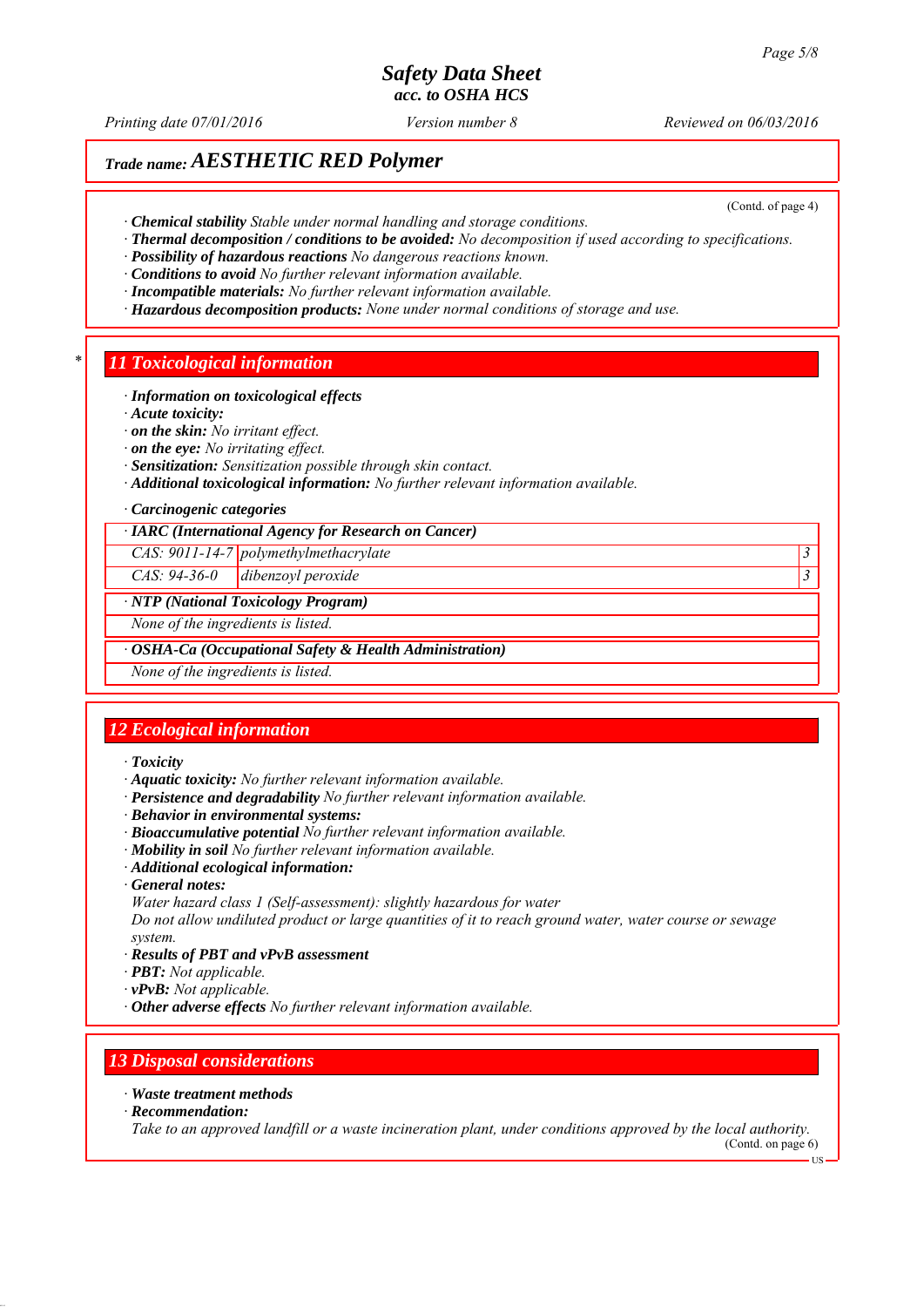# Safety Data Sheet
acc. to OSHA HCS

Printing date 07/01/2016 | Version number 8 | Reviewed on 06/03/2016

## Trade name: AESTHETIC RED Polymer

(Contd. of page 4)

· **Chemical stability** Stable under normal handling and storage conditions.
· **Thermal decomposition / conditions to be avoided:** No decomposition if used according to specifications.
· **Possibility of hazardous reactions** No dangerous reactions known.
· **Conditions to avoid** No further relevant information available.
· **Incompatible materials:** No further relevant information available.
· **Hazardous decomposition products:** None under normal conditions of storage and use.

## 11 Toxicological information

· **Information on toxicological effects**
· **Acute toxicity:**
· **on the skin:** No irritant effect.
· **on the eye:** No irritating effect.
· **Sensitization:** Sensitization possible through skin contact.
· **Additional toxicological information:** No further relevant information available.

· **Carcinogenic categories**

| · IARC (International Agency for Research on Cancer) | | |
|---|---|---|
| CAS: 9011-14-7 | polymethylmethacrylate | 3 |
| CAS: 94-36-0 | dibenzoyl peroxide | 3 |

· **NTP (National Toxicology Program)**

None of the ingredients is listed.

· **OSHA-Ca (Occupational Safety & Health Administration)**

None of the ingredients is listed.

## 12 Ecological information

· **Toxicity**
· **Aquatic toxicity:** No further relevant information available.
· **Persistence and degradability** No further relevant information available.
· **Behavior in environmental systems:**
· **Bioaccumulative potential** No further relevant information available.
· **Mobility in soil** No further relevant information available.
· **Additional ecological information:**
· **General notes:**
Water hazard class 1 (Self-assessment): slightly hazardous for water
Do not allow undiluted product or large quantities of it to reach ground water, water course or sewage system.
· **Results of PBT and vPvB assessment**
· **PBT:** Not applicable.
· **vPvB:** Not applicable.
· **Other adverse effects** No further relevant information available.

## 13 Disposal considerations

· **Waste treatment methods**
· **Recommendation:**
Take to an approved landfill or a waste incineration plant, under conditions approved by the local authority.

(Contd. on page 6)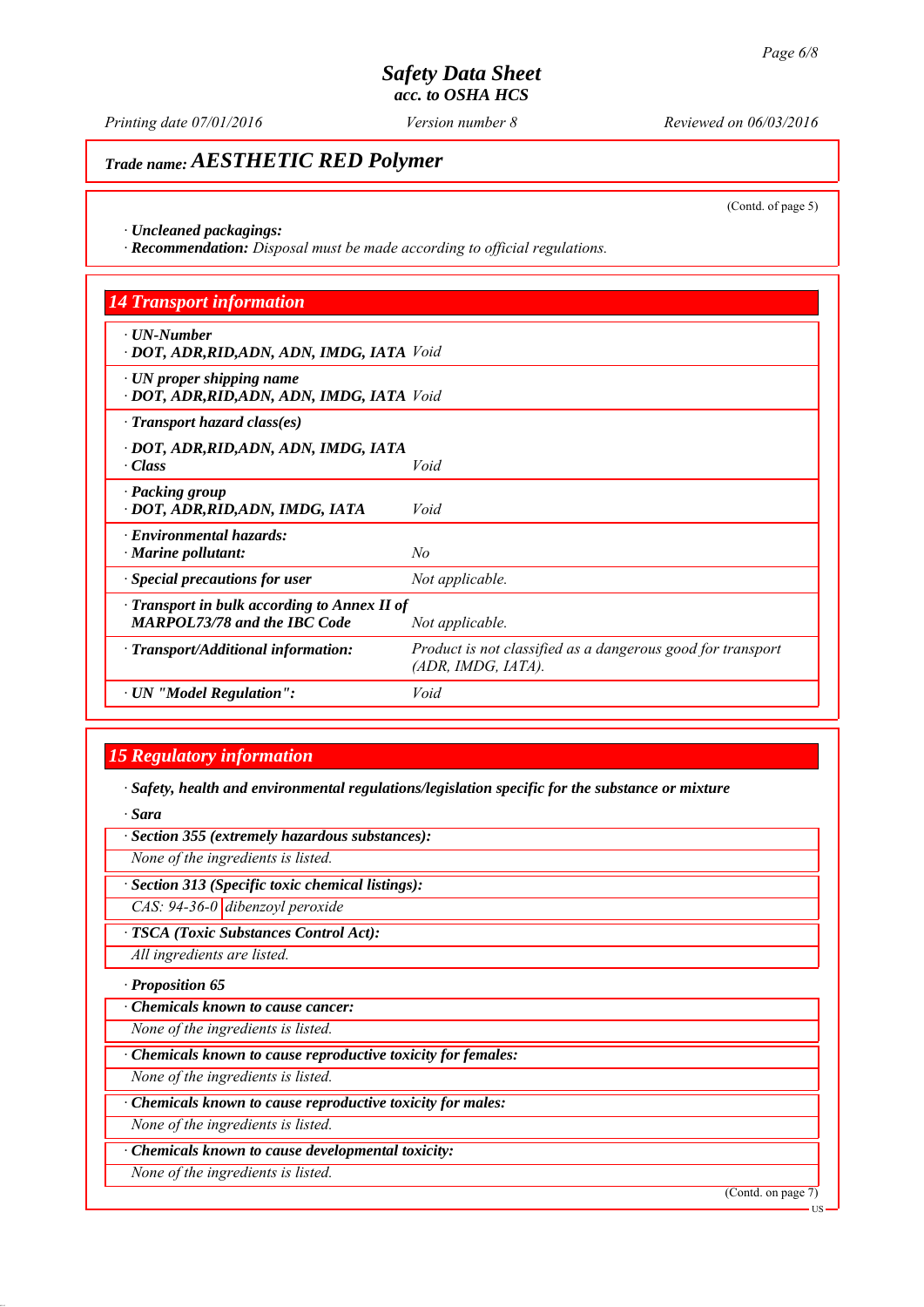# Safety Data Sheet
## acc. to OSHA HCS

*Printing date 07/01/2016* *Version number 8* *Reviewed on 06/03/2016*

**Trade name: AESTHETIC RED Polymer**

(Contd. of page 5)

· **Uncleaned packagings:**
· **Recommendation:** *Disposal must be made according to official regulations.*

## 14 Transport information

| | |
|---|---|
| · **UN-Number**<br>· **DOT, ADR,RID,ADN, ADN, IMDG, IATA** | *Void* |
| · **UN proper shipping name**<br>· **DOT, ADR,RID,ADN, ADN, IMDG, IATA** | *Void* |
| · **Transport hazard class(es)**<br>· **DOT, ADR,RID,ADN, ADN, IMDG, IATA**<br>· **Class** | *Void* |
| · **Packing group**<br>· **DOT, ADR,RID,ADN, IMDG, IATA** | *Void* |
| · **Environmental hazards:**<br>· **Marine pollutant:** | *No* |
| · **Special precautions for user** | *Not applicable.* |
| · **Transport in bulk according to Annex II of MARPOL73/78 and the IBC Code** | *Not applicable.* |
| · **Transport/Additional information:** | *Product is not classified as a dangerous good for transport (ADR, IMDG, IATA).* |
| · **UN "Model Regulation":** | *Void* |

## 15 Regulatory information

· **Safety, health and environmental regulations/legislation specific for the substance or mixture**

· **Sara**

· **Section 355 (extremely hazardous substances):**

*None of the ingredients is listed.*

· **Section 313 (Specific toxic chemical listings):**

| | |
|---|---|
| *CAS: 94-36-0* | *dibenzoyl peroxide* |

· **TSCA (Toxic Substances Control Act):**

*All ingredients are listed.*

· **Proposition 65**

· **Chemicals known to cause cancer:**

*None of the ingredients is listed.*

· **Chemicals known to cause reproductive toxicity for females:**

*None of the ingredients is listed.*

· **Chemicals known to cause reproductive toxicity for males:**

*None of the ingredients is listed.*

· **Chemicals known to cause developmental toxicity:**

*None of the ingredients is listed.*

(Contd. on page 7)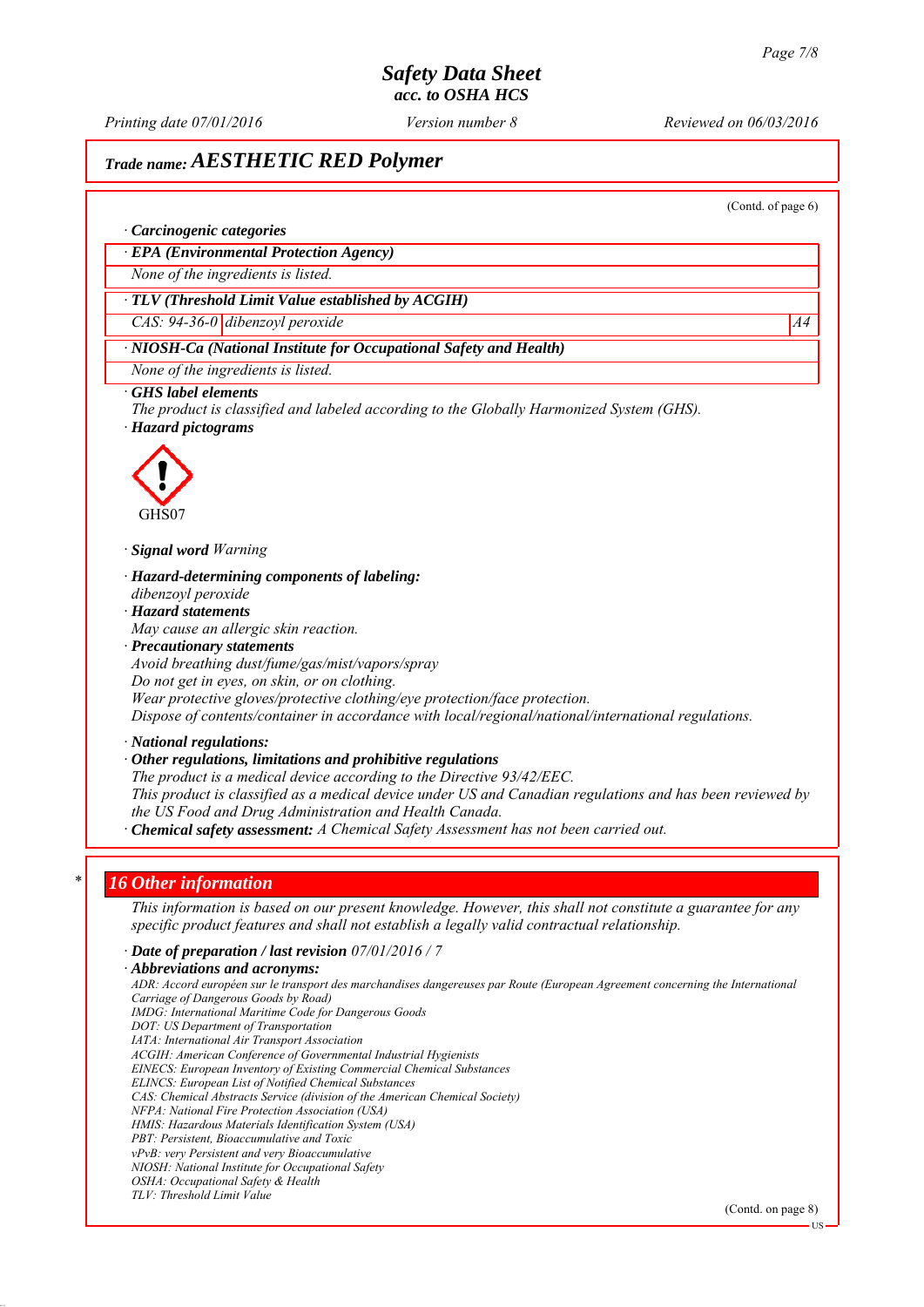## Trade name: AESTHETIC RED Polymer

(Contd. of page 6)

· ***Carcinogenic categories***

| · ***EPA (Environmental Protection Agency)*** | | |
|---|---|---|
| *None of the ingredients is listed.* | | |
| · ***TLV (Threshold Limit Value established by ACGIH)*** | | |
| *CAS: 94-36-0* | *dibenzoyl peroxide* | *A4* |
| · ***NIOSH-Ca (National Institute for Occupational Safety and Health)*** | | |
| *None of the ingredients is listed.* | | |

· ***GHS label elements***
*The product is classified and labeled according to the Globally Harmonized System (GHS).*
· ***Hazard pictograms***

GHS07

· ***Signal word*** *Warning*

· ***Hazard-determining components of labeling:***
*dibenzoyl peroxide*
· ***Hazard statements***
*May cause an allergic skin reaction.*
· ***Precautionary statements***
*Avoid breathing dust/fume/gas/mist/vapors/spray*
*Do not get in eyes, on skin, or on clothing.*
*Wear protective gloves/protective clothing/eye protection/face protection.*
*Dispose of contents/container in accordance with local/regional/national/international regulations.*

· ***National regulations:***
· ***Other regulations, limitations and prohibitive regulations***
*The product is a medical device according to the Directive 93/42/EEC.*
*This product is classified as a medical device under US and Canadian regulations and has been reviewed by the US Food and Drug Administration and Health Canada.*
· ***Chemical safety assessment:*** *A Chemical Safety Assessment has not been carried out.*

## * 16 Other information

*This information is based on our present knowledge. However, this shall not constitute a guarantee for any specific product features and shall not establish a legally valid contractual relationship.*

· ***Date of preparation / last revision*** *07/01/2016 / 7*
· ***Abbreviations and acronyms:***
*ADR: Accord européen sur le transport des marchandises dangereuses par Route (European Agreement concerning the International Carriage of Dangerous Goods by Road)*
*IMDG: International Maritime Code for Dangerous Goods*
*DOT: US Department of Transportation*
*IATA: International Air Transport Association*
*ACGIH: American Conference of Governmental Industrial Hygienists*
*EINECS: European Inventory of Existing Commercial Chemical Substances*
*ELINCS: European List of Notified Chemical Substances*
*CAS: Chemical Abstracts Service (division of the American Chemical Society)*
*NFPA: National Fire Protection Association (USA)*
*HMIS: Hazardous Materials Identification System (USA)*
*PBT: Persistent, Bioaccumulative and Toxic*
*vPvB: very Persistent and very Bioaccumulative*
*NIOSH: National Institute for Occupational Safety*
*OSHA: Occupational Safety & Health*
*TLV: Threshold Limit Value*

(Contd. on page 8)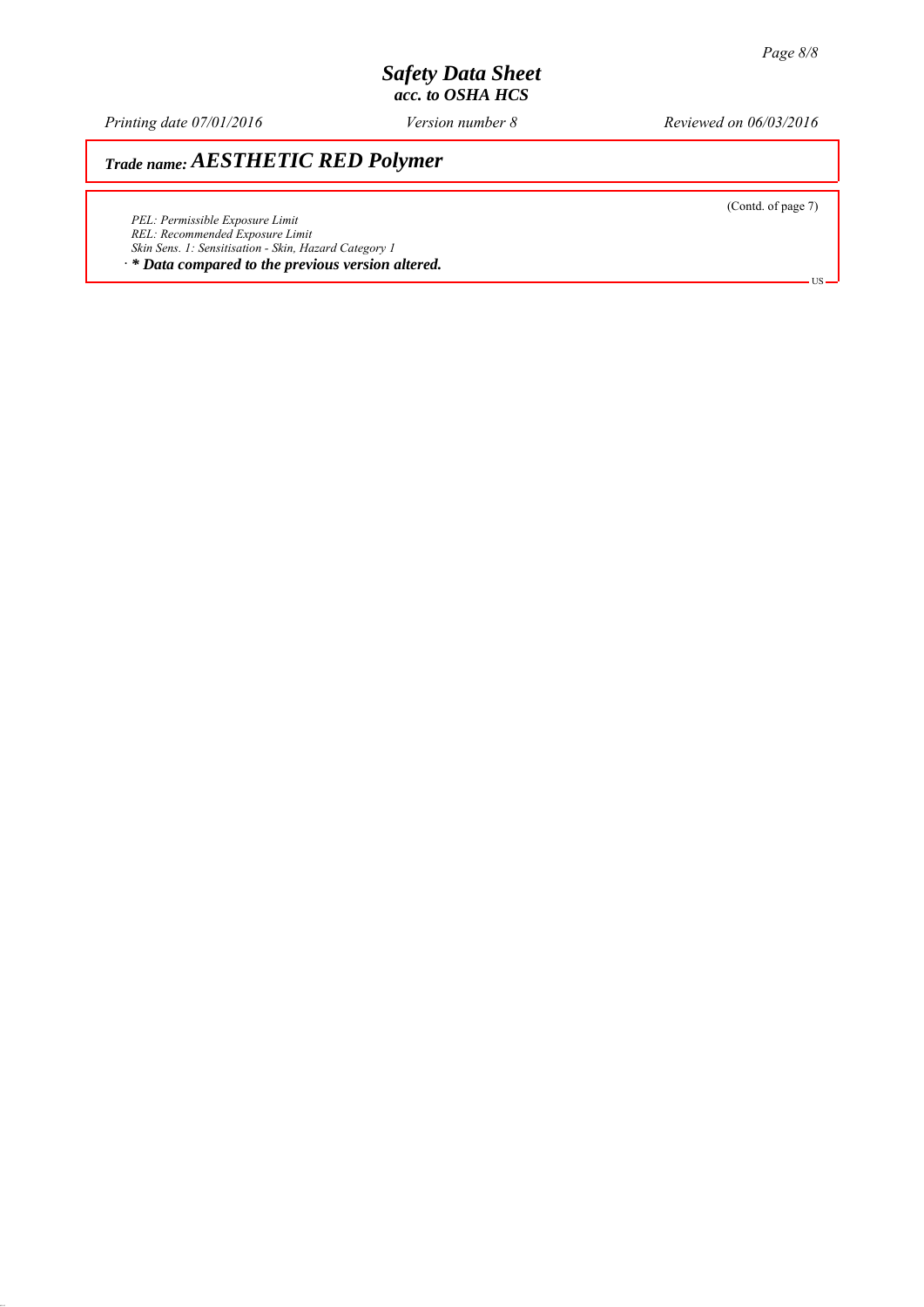(Contd. of page 7)

*PEL: Permissible Exposure Limit*
*REL: Recommended Exposure Limit*
*Skin Sens. 1: Sensitisation - Skin, Hazard Category 1*

**· * Data compared to the previous version altered.**